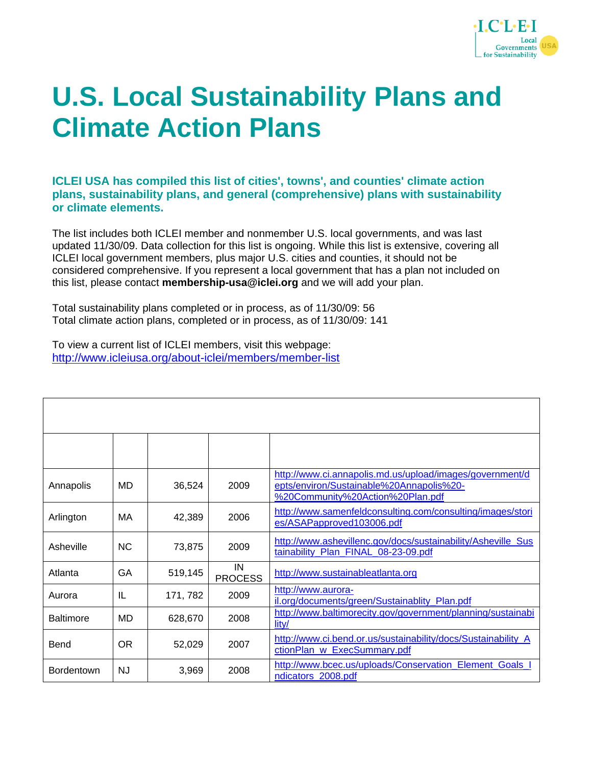# U.S. Local Sustainability Plans and Climate Action Plans

**ICLEI USA has compiled this list of cities', towns', and counties' climate action plans, sustainability plans, and general (comprehensive) plans with sustainability or climate elements.**

The list includes both ICLEI member and nonmember U.S. local governments, and was last updated 11/30/09. Data collection for this list is ongoing. While this list is extensive, covering all ICLEI local government members, plus major U.S. cities and counties, it should not be considered comprehensive. If you represent a local government that has a plan not included on this list, please contact **membership-usa@iclei.org** and we will add your plan.

Total sustainability plans completed or in process, as of 11/30/09: 56
Total climate action plans, completed or in process, as of 11/30/09: 141

To view a current list of ICLEI members, visit this webpage:
http://www.icleiusa.org/about-iclei/members/member-list

| | | | | |
|---|---|---|---|---|
| Annapolis | MD | 36,524 | 2009 | http://www.ci.annapolis.md.us/upload/images/government/depts/environ/Sustainable%20Annapolis%20-%20Community%20Action%20Plan.pdf |
| Arlington | MA | 42,389 | 2006 | http://www.samenfeldconsulting.com/consulting/images/stories/ASAPapproved103006.pdf |
| Asheville | NC | 73,875 | 2009 | http://www.ashevillenc.gov/docs/sustainability/Asheville_Sustainability_Plan_FINAL_08-23-09.pdf |
| Atlanta | GA | 519,145 | IN PROCESS | http://www.sustainableatlanta.org |
| Aurora | IL | 171, 782 | 2009 | http://www.aurora-il.org/documents/green/Sustainablity_Plan.pdf |
| Baltimore | MD | 628,670 | 2008 | http://www.baltimorecity.gov/government/planning/sustainability/ |
| Bend | OR | 52,029 | 2007 | http://www.ci.bend.or.us/sustainability/docs/Sustainability_ActionPlan_w_ExecSummary.pdf |
| Bordentown | NJ | 3,969 | 2008 | http://www.bcec.us/uploads/Conservation_Element_Goals_Indicators_2008.pdf |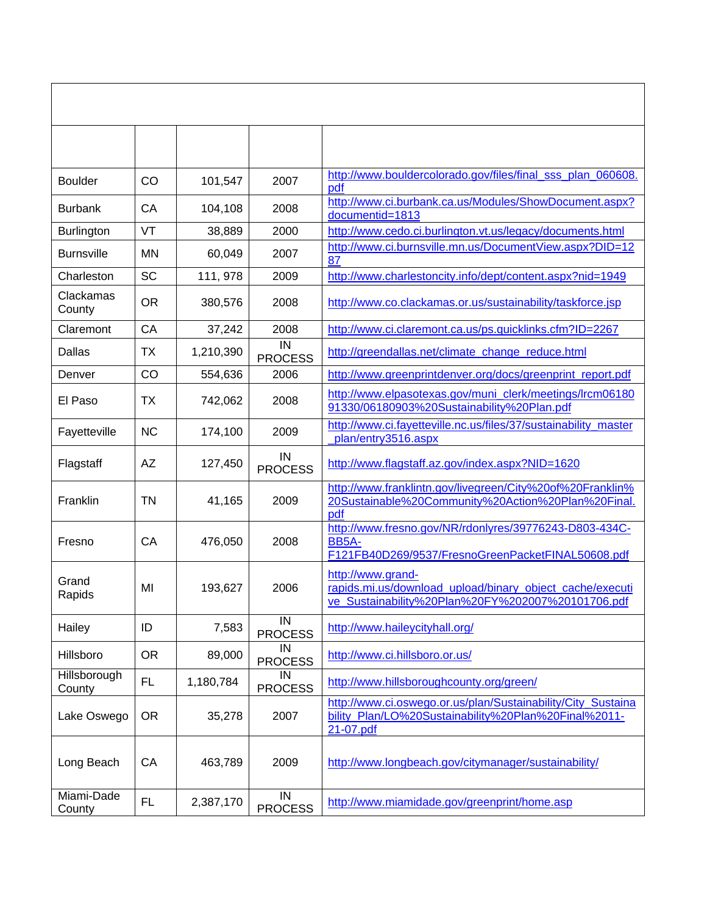| | | | | |
|---|---|---|---|---|
| Boulder | CO | 101,547 | 2007 | http://www.bouldercolorado.gov/files/final_sss_plan_060608.pdf |
| Burbank | CA | 104,108 | 2008 | http://www.ci.burbank.ca.us/Modules/ShowDocument.aspx?documentid=1813 |
| Burlington | VT | 38,889 | 2000 | http://www.cedo.ci.burlington.vt.us/legacy/documents.html |
| Burnsville | MN | 60,049 | 2007 | http://www.ci.burnsville.mn.us/DocumentView.aspx?DID=1287 |
| Charleston | SC | 111, 978 | 2009 | http://www.charlestoncity.info/dept/content.aspx?nid=1949 |
| Clackamas County | OR | 380,576 | 2008 | http://www.co.clackamas.or.us/sustainability/taskforce.jsp |
| Claremont | CA | 37,242 | 2008 | http://www.ci.claremont.ca.us/ps.quicklinks.cfm?ID=2267 |
| Dallas | TX | 1,210,390 | IN PROCESS | http://greendallas.net/climate_change_reduce.html |
| Denver | CO | 554,636 | 2006 | http://www.greenprintdenver.org/docs/greenprint_report.pdf |
| El Paso | TX | 742,062 | 2008 | http://www.elpasotexas.gov/muni_clerk/meetings/lrcm0618091330/06180903%20Sustainability%20Plan.pdf |
| Fayetteville | NC | 174,100 | 2009 | http://www.ci.fayetteville.nc.us/files/37/sustainability_master_plan/entry3516.aspx |
| Flagstaff | AZ | 127,450 | IN PROCESS | http://www.flagstaff.az.gov/index.aspx?NID=1620 |
| Franklin | TN | 41,165 | 2009 | http://www.franklintn.gov/livegreen/City%20of%20Franklin%20Sustainable%20Community%20Action%20Plan%20Final.pdf |
| Fresno | CA | 476,050 | 2008 | http://www.fresno.gov/NR/rdonlyres/39776243-D803-434C-BB5A-F121FB40D269/9537/FresnoGreenPacketFINAL50608.pdf |
| Grand Rapids | MI | 193,627 | 2006 | http://www.grand-rapids.mi.us/download_upload/binary_object_cache/executive_Sustainability%20Plan%20FY%202007%20101706.pdf |
| Hailey | ID | 7,583 | IN PROCESS | http://www.haileycityhall.org/ |
| Hillsboro | OR | 89,000 | IN PROCESS | http://www.ci.hillsboro.or.us/ |
| Hillsborough County | FL | 1,180,784 | IN PROCESS | http://www.hillsboroughcounty.org/green/ |
| Lake Oswego | OR | 35,278 | 2007 | http://www.ci.oswego.or.us/plan/Sustainability/City_Sustainability_Plan/LO%20Sustainability%20Plan%20Final%2011-21-07.pdf |
| Long Beach | CA | 463,789 | 2009 | http://www.longbeach.gov/citymanager/sustainability/ |
| Miami-Dade County | FL | 2,387,170 | IN PROCESS | http://www.miamidade.gov/greenprint/home.asp |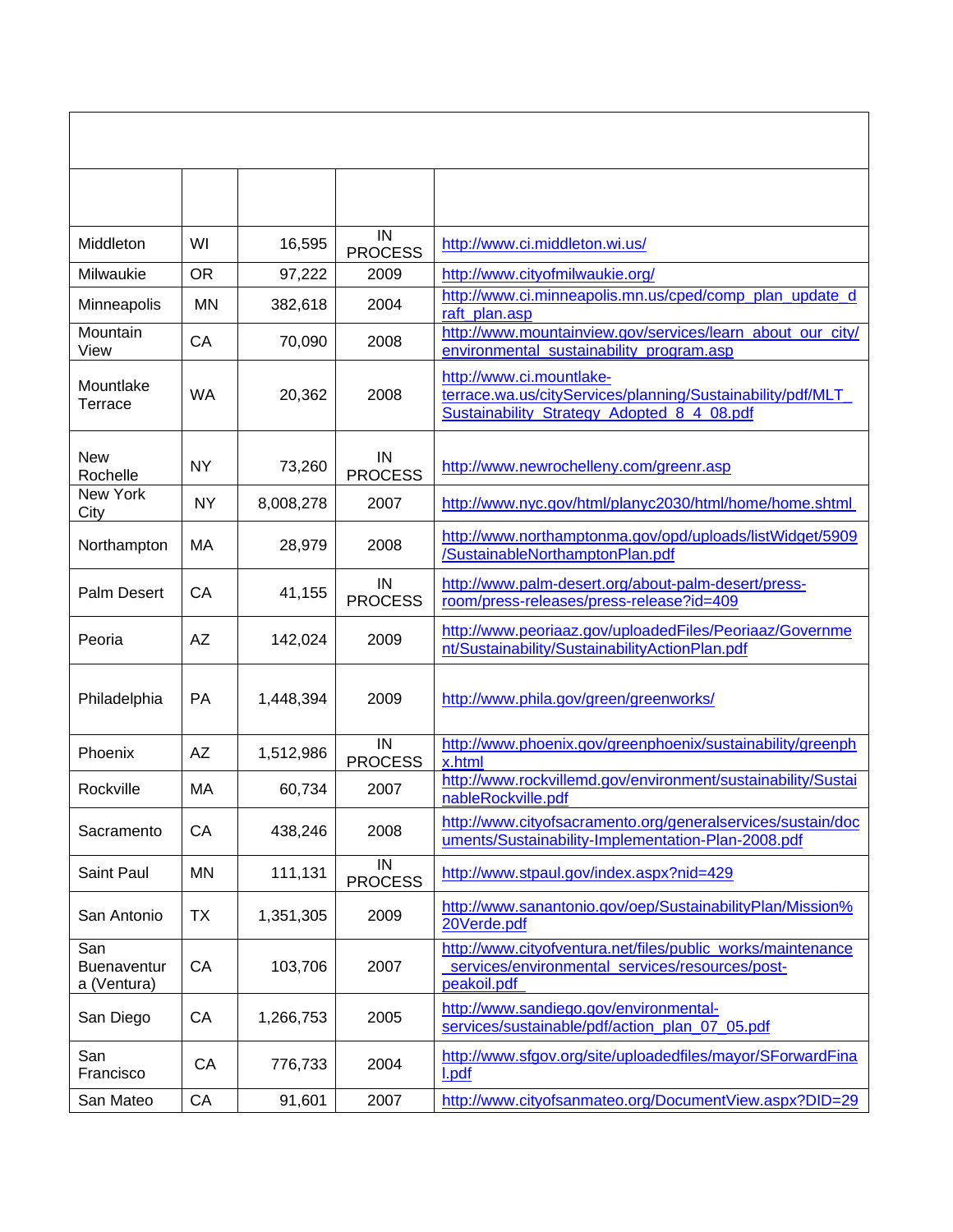| | | | | |
|---|---|---|---|---|
| | | | | |
| Middleton | WI | 16,595 | IN PROCESS | http://www.ci.middleton.wi.us/ |
| Milwaukie | OR | 97,222 | 2009 | http://www.cityofmilwaukie.org/ |
| Minneapolis | MN | 382,618 | 2004 | http://www.ci.minneapolis.mn.us/cped/comp_plan_update_draft_plan.asp |
| Mountain View | CA | 70,090 | 2008 | http://www.mountainview.gov/services/learn_about_our_city/environmental_sustainability_program.asp |
| Mountlake Terrace | WA | 20,362 | 2008 | http://www.ci.mountlake-terrace.wa.us/cityServices/planning/Sustainability/pdf/MLT_Sustainability_Strategy_Adopted_8_4_08.pdf |
| New Rochelle | NY | 73,260 | IN PROCESS | http://www.newrochelleny.com/greenr.asp |
| New York City | NY | 8,008,278 | 2007 | http://www.nyc.gov/html/planyc2030/html/home/home.shtml |
| Northampton | MA | 28,979 | 2008 | http://www.northamptonma.gov/opd/uploads/listWidget/5909/SustainableNorthamptonPlan.pdf |
| Palm Desert | CA | 41,155 | IN PROCESS | http://www.palm-desert.org/about-palm-desert/press-room/press-releases/press-release?id=409 |
| Peoria | AZ | 142,024 | 2009 | http://www.peoriaaz.gov/uploadedFiles/Peoriaaz/Government/Sustainability/SustainabilityActionPlan.pdf |
| Philadelphia | PA | 1,448,394 | 2009 | http://www.phila.gov/green/greenworks/ |
| Phoenix | AZ | 1,512,986 | IN PROCESS | http://www.phoenix.gov/greenphoenix/sustainability/greenphx.html |
| Rockville | MA | 60,734 | 2007 | http://www.rockvillemd.gov/environment/sustainability/SustainableRockville.pdf |
| Sacramento | CA | 438,246 | 2008 | http://www.cityofsacramento.org/generalservices/sustain/documents/Sustainability-Implementation-Plan-2008.pdf |
| Saint Paul | MN | 111,131 | IN PROCESS | http://www.stpaul.gov/index.aspx?nid=429 |
| San Antonio | TX | 1,351,305 | 2009 | http://www.sanantonio.gov/oep/SustainabilityPlan/Mission%20Verde.pdf |
| San Buenaventura (Ventura) | CA | 103,706 | 2007 | http://www.cityofventura.net/files/public_works/maintenance_services/environmental_services/resources/post-peakoil.pdf |
| San Diego | CA | 1,266,753 | 2005 | http://www.sandiego.gov/environmental-services/sustainable/pdf/action_plan_07_05.pdf |
| San Francisco | CA | 776,733 | 2004 | http://www.sfgov.org/site/uploadedfiles/mayor/SForwardFinal.pdf |
| San Mateo | CA | 91,601 | 2007 | http://www.cityofsanmateo.org/DocumentView.aspx?DID=29 |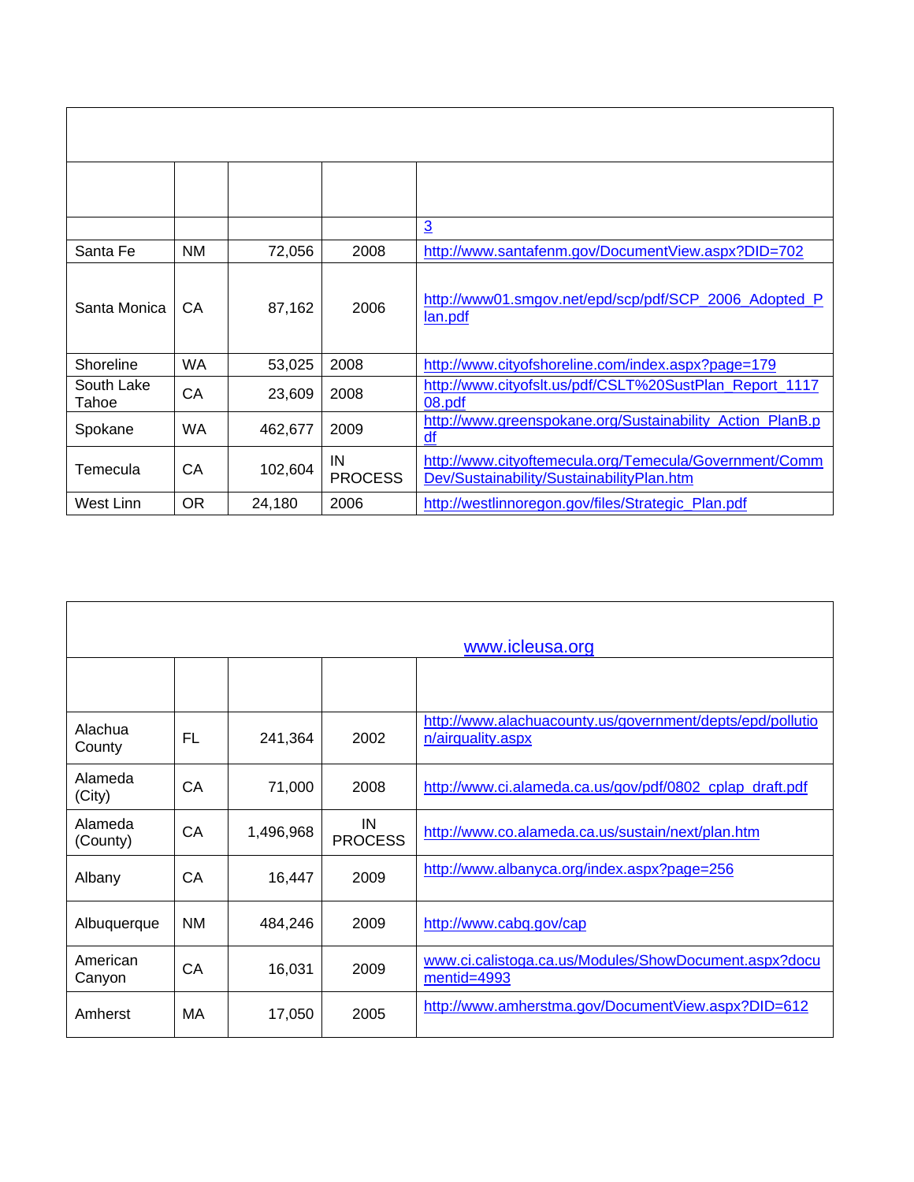| | | | | |
|---|---|---|---|---|
| | | | | |
| | | | | 3 |
| Santa Fe | NM | 72,056 | 2008 | http://www.santafenm.gov/DocumentView.aspx?DID=702 |
| Santa Monica | CA | 87,162 | 2006 | http://www01.smgov.net/epd/scp/pdf/SCP_2006_Adopted_Plan.pdf |
| Shoreline | WA | 53,025 | 2008 | http://www.cityofshoreline.com/index.aspx?page=179 |
| South Lake Tahoe | CA | 23,609 | 2008 | http://www.cityofslt.us/pdf/CSLT%20SustPlan_Report_111708.pdf |
| Spokane | WA | 462,677 | 2009 | http://www.greenspokane.org/Sustainability_Action_PlanB.pdf |
| Temecula | CA | 102,604 | IN PROCESS | http://www.cityoftemecula.org/Temecula/Government/CommDev/Sustainability/SustainabilityPlan.htm |
| West Linn | OR | 24,180 | 2006 | http://westlinnoregon.gov/files/Strategic_Plan.pdf |

| www.icleusa.org | | | | |
|---|---|---|---|---|
| | | | | |
| Alachua County | FL | 241,364 | 2002 | http://www.alachuacounty.us/government/depts/epd/pollution/airquality.aspx |
| Alameda (City) | CA | 71,000 | 2008 | http://www.ci.alameda.ca.us/gov/pdf/0802_cplap_draft.pdf |
| Alameda (County) | CA | 1,496,968 | IN PROCESS | http://www.co.alameda.ca.us/sustain/next/plan.htm |
| Albany | CA | 16,447 | 2009 | http://www.albanyca.org/index.aspx?page=256 |
| Albuquerque | NM | 484,246 | 2009 | http://www.cabq.gov/cap |
| American Canyon | CA | 16,031 | 2009 | www.ci.calistoga.ca.us/Modules/ShowDocument.aspx?documentid=4993 |
| Amherst | MA | 17,050 | 2005 | http://www.amherstma.gov/DocumentView.aspx?DID=612 |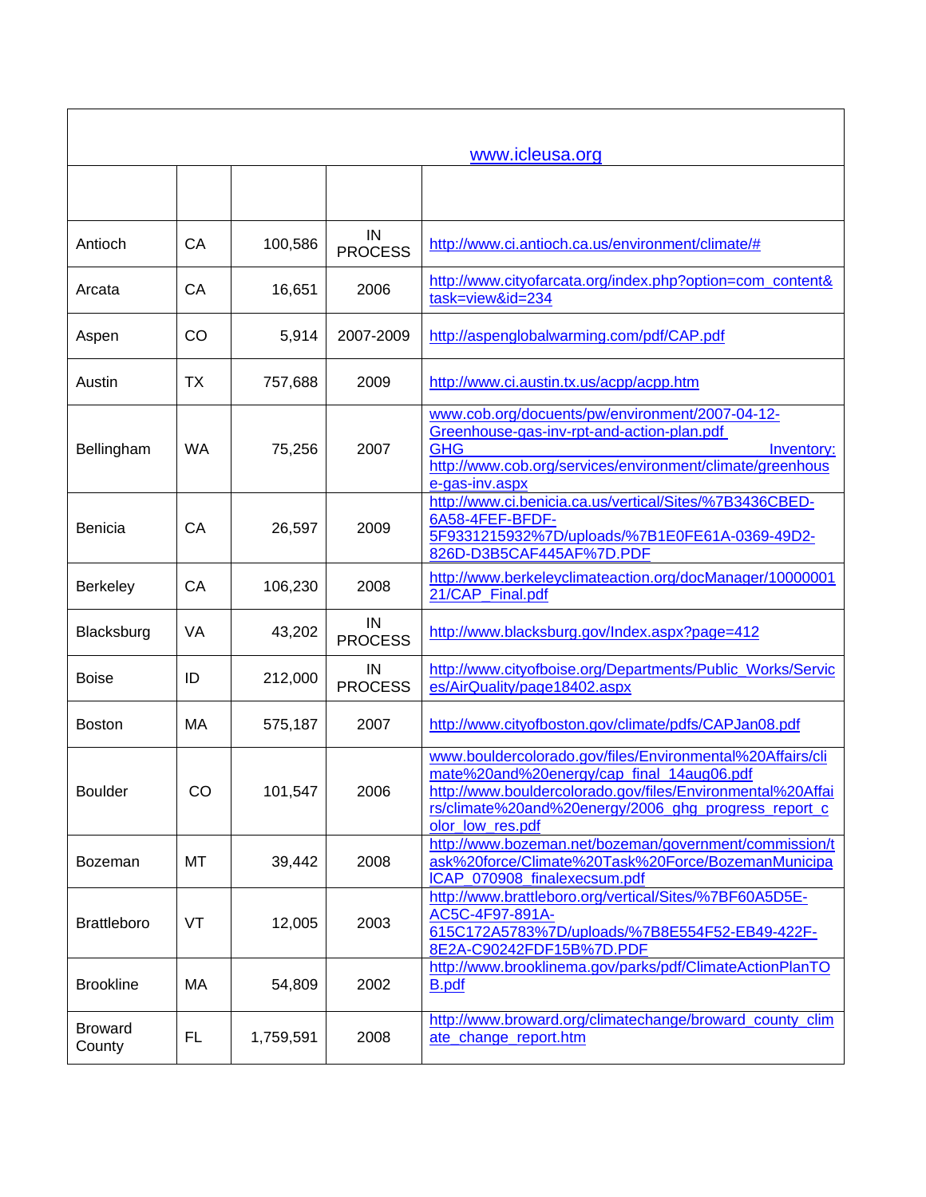| www.icleusa.org | | | | |
|---|---|---|---|---|
| | | | | |
| Antioch | CA | 100,586 | IN PROCESS | http://www.ci.antioch.ca.us/environment/climate/# |
| Arcata | CA | 16,651 | 2006 | http://www.cityofarcata.org/index.php?option=com_content&task=view&id=234 |
| Aspen | CO | 5,914 | 2007-2009 | http://aspenglobalwarming.com/pdf/CAP.pdf |
| Austin | TX | 757,688 | 2009 | http://www.ci.austin.tx.us/acpp/acpp.htm |
| Bellingham | WA | 75,256 | 2007 | www.cob.org/docuents/pw/environment/2007-04-12-Greenhouse-gas-inv-rpt-and-action-plan.pdf GHG Inventory: http://www.cob.org/services/environment/climate/greenhouse-gas-inv.aspx |
| Benicia | CA | 26,597 | 2009 | http://www.ci.benicia.ca.us/vertical/Sites/%7B3436CBED-6A58-4FEF-BFDF-5F9331215932%7D/uploads/%7B1E0FE61A-0369-49D2-826D-D3B5CAF445AF%7D.PDF |
| Berkeley | CA | 106,230 | 2008 | http://www.berkeleyclimateaction.org/docManager/1000000121/CAP_Final.pdf |
| Blacksburg | VA | 43,202 | IN PROCESS | http://www.blacksburg.gov/Index.aspx?page=412 |
| Boise | ID | 212,000 | IN PROCESS | http://www.cityofboise.org/Departments/Public_Works/Services/AirQuality/page18402.aspx |
| Boston | MA | 575,187 | 2007 | http://www.cityofboston.gov/climate/pdfs/CAPJan08.pdf |
| Boulder | CO | 101,547 | 2006 | www.bouldercolorado.gov/files/Environmental%20Affairs/climate%20and%20energy/cap_final_14aug06.pdf http://www.bouldercolorado.gov/files/Environmental%20Affairs/climate%20and%20energy/2006_ghg_progress_report_color_low_res.pdf |
| Bozeman | MT | 39,442 | 2008 | http://www.bozeman.net/bozeman/government/commission/task%20force/Climate%20Task%20Force/BozemanMunicipalCAP_070908_finalexecsum.pdf |
| Brattleboro | VT | 12,005 | 2003 | http://www.brattleboro.org/vertical/Sites/%7BF60A5D5E-AC5C-4F97-891A-615C172A5783%7D/uploads/%7B8E554F52-EB49-422F-8E2A-C90242FDF15B%7D.PDF |
| Brookline | MA | 54,809 | 2002 | http://www.brooklinema.gov/parks/pdf/ClimateActionPlanTOB.pdf |
| Broward County | FL | 1,759,591 | 2008 | http://www.broward.org/climatechange/broward_county_climate_change_report.htm |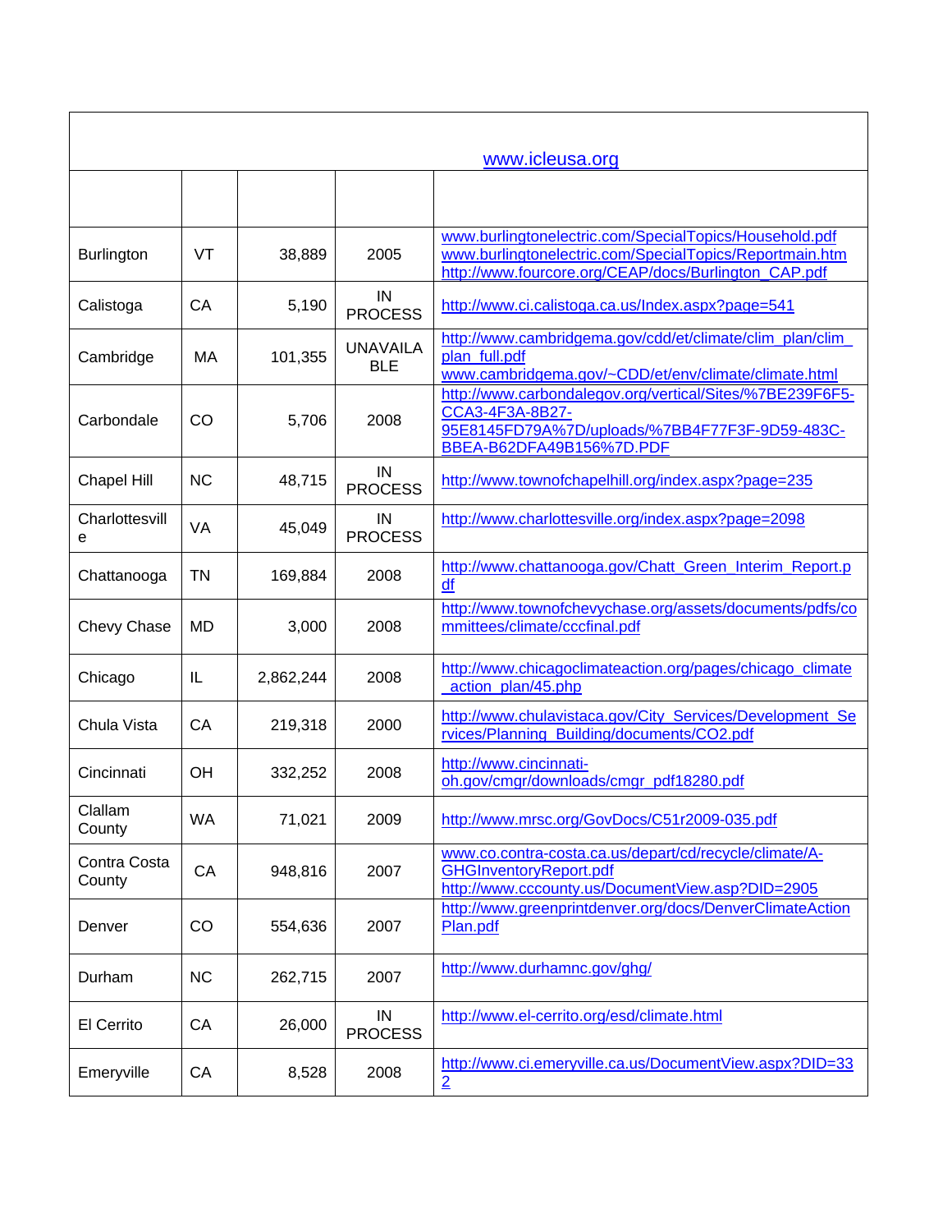| www.icleusa.org | | | | |
|---|---|---|---|---|
| | | | | |
| Burlington | VT | 38,889 | 2005 | www.burlingtonelectric.com/SpecialTopics/Household.pdf www.burlingtonelectric.com/SpecialTopics/Reportmain.htm http://www.fourcore.org/CEAP/docs/Burlington_CAP.pdf |
| Calistoga | CA | 5,190 | IN PROCESS | http://www.ci.calistoga.ca.us/Index.aspx?page=541 |
| Cambridge | MA | 101,355 | UNAVAILABLE | http://www.cambridgema.gov/cdd/et/climate/clim_plan/clim_plan_full.pdf www.cambridgema.gov/~CDD/et/env/climate/climate.html |
| Carbondale | CO | 5,706 | 2008 | http://www.carbondalegov.org/vertical/Sites/%7BE239F6F5-CCA3-4F3A-8B27-95E8145FD79A%7D/uploads/%7BB4F77F3F-9D59-483C-BBEA-B62DFA49B156%7D.PDF |
| Chapel Hill | NC | 48,715 | IN PROCESS | http://www.townofchapelhill.org/index.aspx?page=235 |
| Charlottesville | VA | 45,049 | IN PROCESS | http://www.charlottesville.org/index.aspx?page=2098 |
| Chattanooga | TN | 169,884 | 2008 | http://www.chattanooga.gov/Chatt_Green_Interim_Report.pdf |
| Chevy Chase | MD | 3,000 | 2008 | http://www.townofchevychase.org/assets/documents/pdfs/committees/climate/cccfinal.pdf |
| Chicago | IL | 2,862,244 | 2008 | http://www.chicagoclimateaction.org/pages/chicago_climate_action_plan/45.php |
| Chula Vista | CA | 219,318 | 2000 | http://www.chulavistaca.gov/City_Services/Development_Services/Planning_Building/documents/CO2.pdf |
| Cincinnati | OH | 332,252 | 2008 | http://www.cincinnati-oh.gov/cmgr/downloads/cmgr_pdf18280.pdf |
| Clallam County | WA | 71,021 | 2009 | http://www.mrsc.org/GovDocs/C51r2009-035.pdf |
| Contra Costa County | CA | 948,816 | 2007 | www.co.contra-costa.ca.us/depart/cd/recycle/climate/A-GHGInventoryReport.pdf http://www.cccounty.us/DocumentView.asp?DID=2905 |
| Denver | CO | 554,636 | 2007 | http://www.greenprintdenver.org/docs/DenverClimateActionPlan.pdf |
| Durham | NC | 262,715 | 2007 | http://www.durhamnc.gov/ghg/ |
| El Cerrito | CA | 26,000 | IN PROCESS | http://www.el-cerrito.org/esd/climate.html |
| Emeryville | CA | 8,528 | 2008 | http://www.ci.emeryville.ca.us/DocumentView.aspx?DID=332 |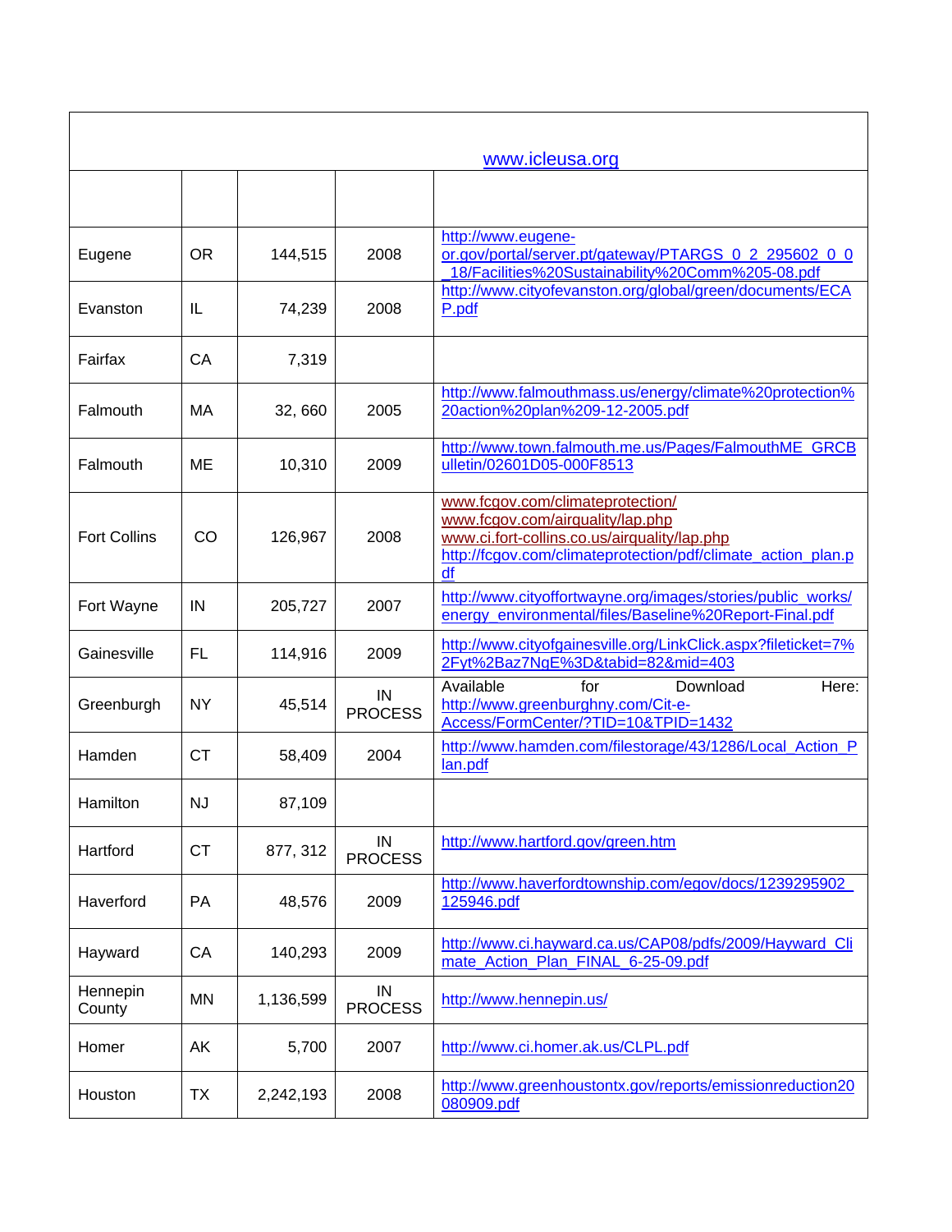| www.icleusa.org | | | | |
| --- | --- | --- | --- | --- |
| | | | | |
| Eugene | OR | 144,515 | 2008 | http://www.eugene-or.gov/portal/server.pt/gateway/PTARGS_0_2_295602_0_0_18/Facilities%20Sustainability%20Comm%205-08.pdf |
| Evanston | IL | 74,239 | 2008 | http://www.cityofevanston.org/global/green/documents/ECAP.pdf |
| Fairfax | CA | 7,319 | | |
| Falmouth | MA | 32, 660 | 2005 | http://www.falmouthmass.us/energy/climate%20protection%20action%20plan%209-12-2005.pdf |
| Falmouth | ME | 10,310 | 2009 | http://www.town.falmouth.me.us/Pages/FalmouthME_GRCBulletin/02601D05-000F8513 |
| Fort Collins | CO | 126,967 | 2008 | www.fcgov.com/climateprotection/ www.fcgov.com/airquality/lap.php www.ci.fort-collins.co.us/airquality/lap.php http://fcgov.com/climateprotection/pdf/climate_action_plan.pdf |
| Fort Wayne | IN | 205,727 | 2007 | http://www.cityoffortwayne.org/images/stories/public_works/energy_environmental/files/Baseline%20Report-Final.pdf |
| Gainesville | FL | 114,916 | 2009 | http://www.cityofgainesville.org/LinkClick.aspx?fileticket=7%2Fyt%2Baz7NgE%3D&tabid=82&mid=403 |
| Greenburgh | NY | 45,514 | IN PROCESS | Available for Download Here: http://www.greenburghny.com/Cit-e-Access/FormCenter/?TID=10&TPID=1432 |
| Hamden | CT | 58,409 | 2004 | http://www.hamden.com/filestorage/43/1286/Local_Action_Plan.pdf |
| Hamilton | NJ | 87,109 | | |
| Hartford | CT | 877, 312 | IN PROCESS | http://www.hartford.gov/green.htm |
| Haverford | PA | 48,576 | 2009 | http://www.haverfordtownship.com/egov/docs/1239295902_125946.pdf |
| Hayward | CA | 140,293 | 2009 | http://www.ci.hayward.ca.us/CAP08/pdfs/2009/Hayward_Climate_Action_Plan_FINAL_6-25-09.pdf |
| Hennepin County | MN | 1,136,599 | IN PROCESS | http://www.hennepin.us/ |
| Homer | AK | 5,700 | 2007 | http://www.ci.homer.ak.us/CLPL.pdf |
| Houston | TX | 2,242,193 | 2008 | http://www.greenhoustontx.gov/reports/emissionreduction20080909.pdf |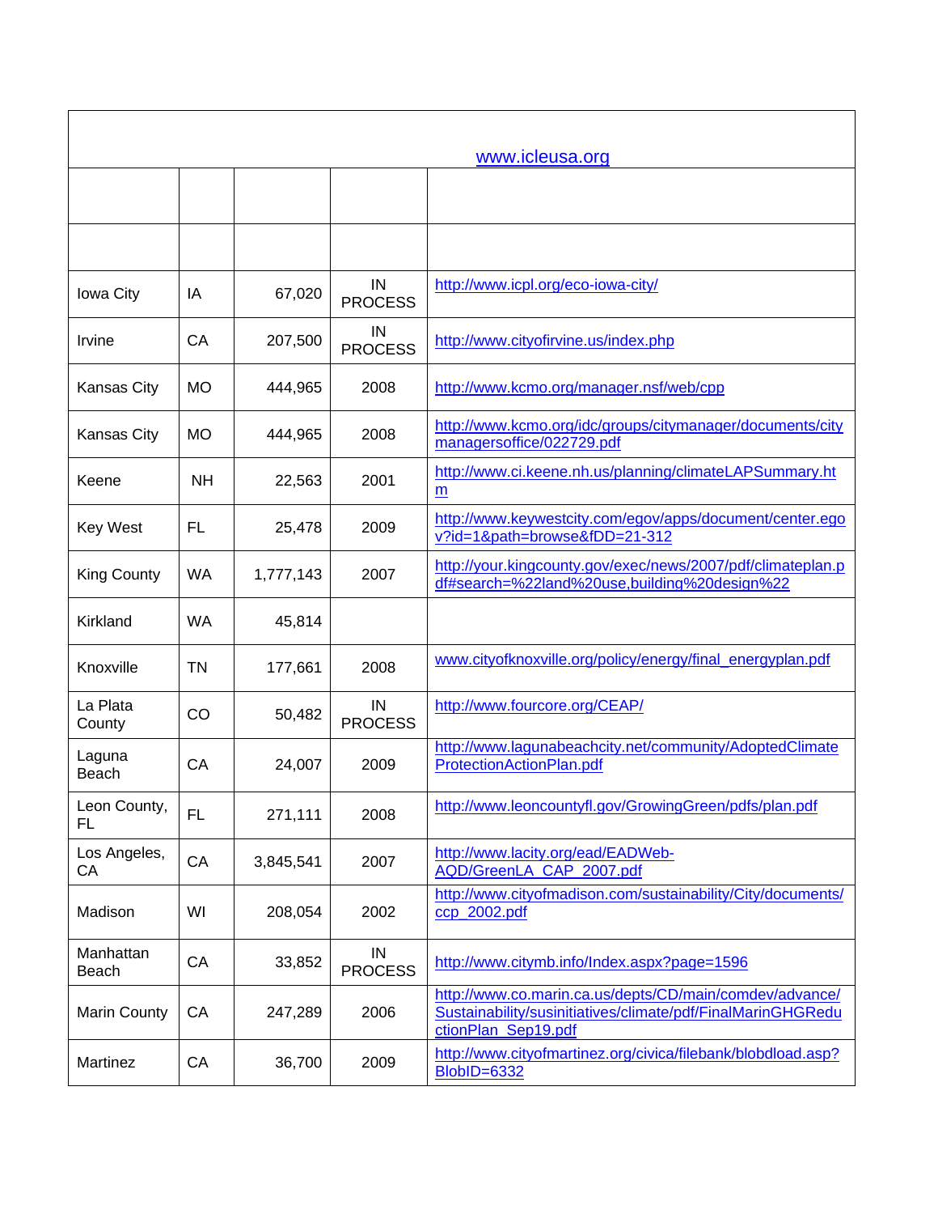| www.icleusa.org | | | | |
|---|---|---|---|---|
| | | | | |
| | | | | |
| Iowa City | IA | 67,020 | IN PROCESS | http://www.icpl.org/eco-iowa-city/ |
| Irvine | CA | 207,500 | IN PROCESS | http://www.cityofirvine.us/index.php |
| Kansas City | MO | 444,965 | 2008 | http://www.kcmo.org/manager.nsf/web/cpp |
| Kansas City | MO | 444,965 | 2008 | http://www.kcmo.org/idc/groups/citymanager/documents/citymanagersoffice/022729.pdf |
| Keene | NH | 22,563 | 2001 | http://www.ci.keene.nh.us/planning/climateLAPSummary.htm |
| Key West | FL | 25,478 | 2009 | http://www.keywestcity.com/egov/apps/document/center.egov?id=1&path=browse&fDD=21-312 |
| King County | WA | 1,777,143 | 2007 | http://your.kingcounty.gov/exec/news/2007/pdf/climateplan.pdf#search=%22land%20use,building%20design%22 |
| Kirkland | WA | 45,814 | | |
| Knoxville | TN | 177,661 | 2008 | www.cityofknoxville.org/policy/energy/final_energyplan.pdf |
| La Plata County | CO | 50,482 | IN PROCESS | http://www.fourcore.org/CEAP/ |
| Laguna Beach | CA | 24,007 | 2009 | http://www.lagunabeachcity.net/community/AdoptedClimateProtectionActionPlan.pdf |
| Leon County, FL | FL | 271,111 | 2008 | http://www.leoncountyfl.gov/GrowingGreen/pdfs/plan.pdf |
| Los Angeles, CA | CA | 3,845,541 | 2007 | http://www.lacity.org/ead/EADWeb-AQD/GreenLA_CAP_2007.pdf |
| Madison | WI | 208,054 | 2002 | http://www.cityofmadison.com/sustainability/City/documents/ccp_2002.pdf |
| Manhattan Beach | CA | 33,852 | IN PROCESS | http://www.citymb.info/Index.aspx?page=1596 |
| Marin County | CA | 247,289 | 2006 | http://www.co.marin.ca.us/depts/CD/main/comdev/advance/Sustainability/susinitiatives/climate/pdf/FinalMarinGHGReductionPlan_Sep19.pdf |
| Martinez | CA | 36,700 | 2009 | http://www.cityofmartinez.org/civica/filebank/blobdload.asp?BlobID=6332 |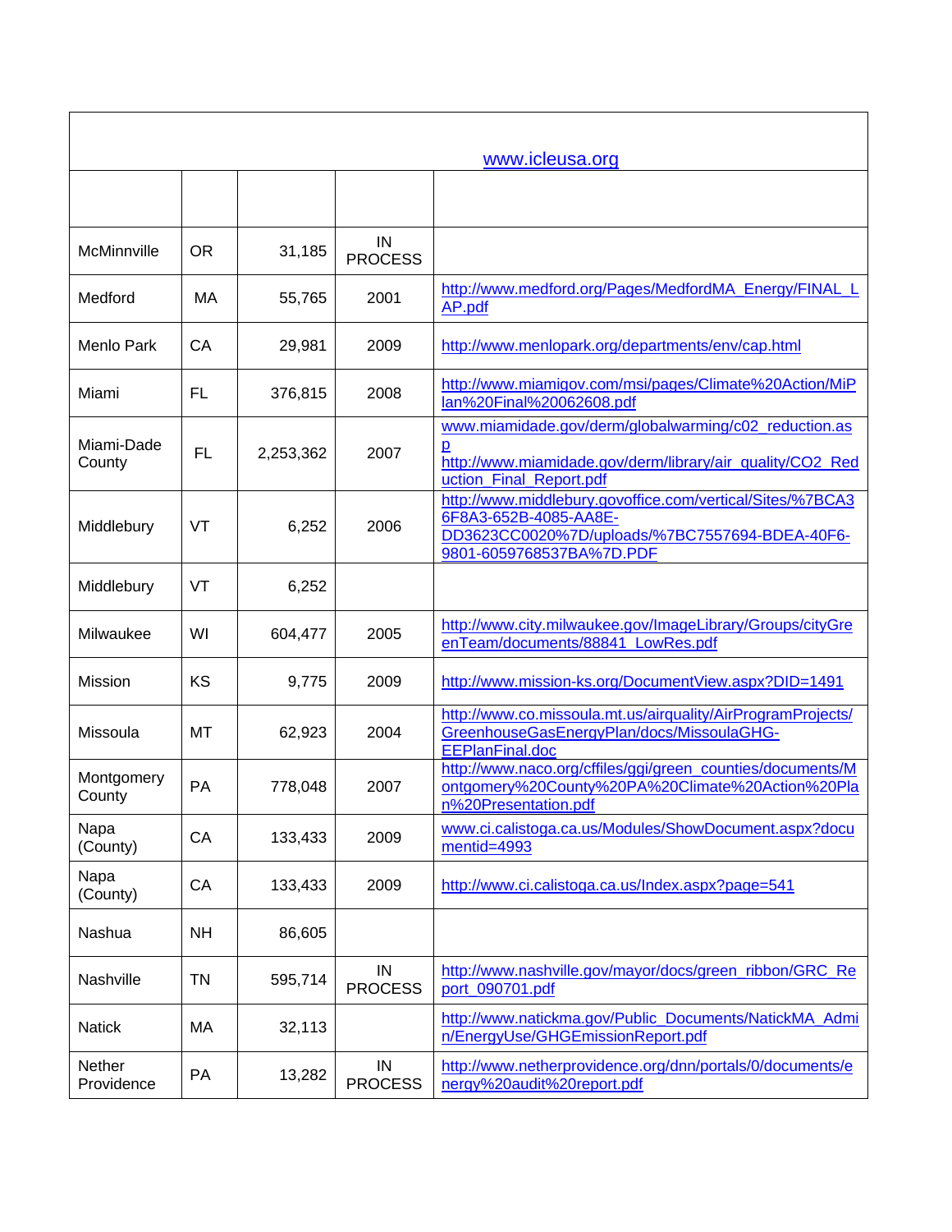| www.icleusa.org | | | | |
|---|---|---|---|---|
| | | | | |
| McMinnville | OR | 31,185 | IN PROCESS | |
| Medford | MA | 55,765 | 2001 | http://www.medford.org/Pages/MedfordMA_Energy/FINAL_LAP.pdf |
| Menlo Park | CA | 29,981 | 2009 | http://www.menlopark.org/departments/env/cap.html |
| Miami | FL | 376,815 | 2008 | http://www.miamigov.com/msi/pages/Climate%20Action/MiPlan%20Final%20062608.pdf |
| Miami-Dade County | FL | 2,253,362 | 2007 | www.miamidade.gov/derm/globalwarming/c02_reduction.asp http://www.miamidade.gov/derm/library/air_quality/CO2_Reduction_Final_Report.pdf |
| Middlebury | VT | 6,252 | 2006 | http://www.middlebury.govoffice.com/vertical/Sites/%7BCA36F8A3-652B-4085-AA8E-DD3623CC0020%7D/uploads/%7BC7557694-BDEA-40F6-9801-6059768537BA%7D.PDF |
| Middlebury | VT | 6,252 | | |
| Milwaukee | WI | 604,477 | 2005 | http://www.city.milwaukee.gov/ImageLibrary/Groups/cityGreenTeam/documents/88841_LowRes.pdf |
| Mission | KS | 9,775 | 2009 | http://www.mission-ks.org/DocumentView.aspx?DID=1491 |
| Missoula | MT | 62,923 | 2004 | http://www.co.missoula.mt.us/airquality/AirProgramProjects/GreenhouseGasEnergyPlan/docs/MissoulaGHG-EEPlanFinal.doc |
| Montgomery County | PA | 778,048 | 2007 | http://www.naco.org/cffiles/ggi/green_counties/documents/Montgomery%20County%20PA%20Climate%20Action%20Plan%20Presentation.pdf |
| Napa (County) | CA | 133,433 | 2009 | www.ci.calistoga.ca.us/Modules/ShowDocument.aspx?documentid=4993 |
| Napa (County) | CA | 133,433 | 2009 | http://www.ci.calistoga.ca.us/Index.aspx?page=541 |
| Nashua | NH | 86,605 | | |
| Nashville | TN | 595,714 | IN PROCESS | http://www.nashville.gov/mayor/docs/green_ribbon/GRC_Report_090701.pdf |
| Natick | MA | 32,113 | | http://www.natickma.gov/Public_Documents/NatickMA_Admin/EnergyUse/GHGEmissionReport.pdf |
| Nether Providence | PA | 13,282 | IN PROCESS | http://www.netherprovidence.org/dnn/portals/0/documents/energy%20audit%20report.pdf |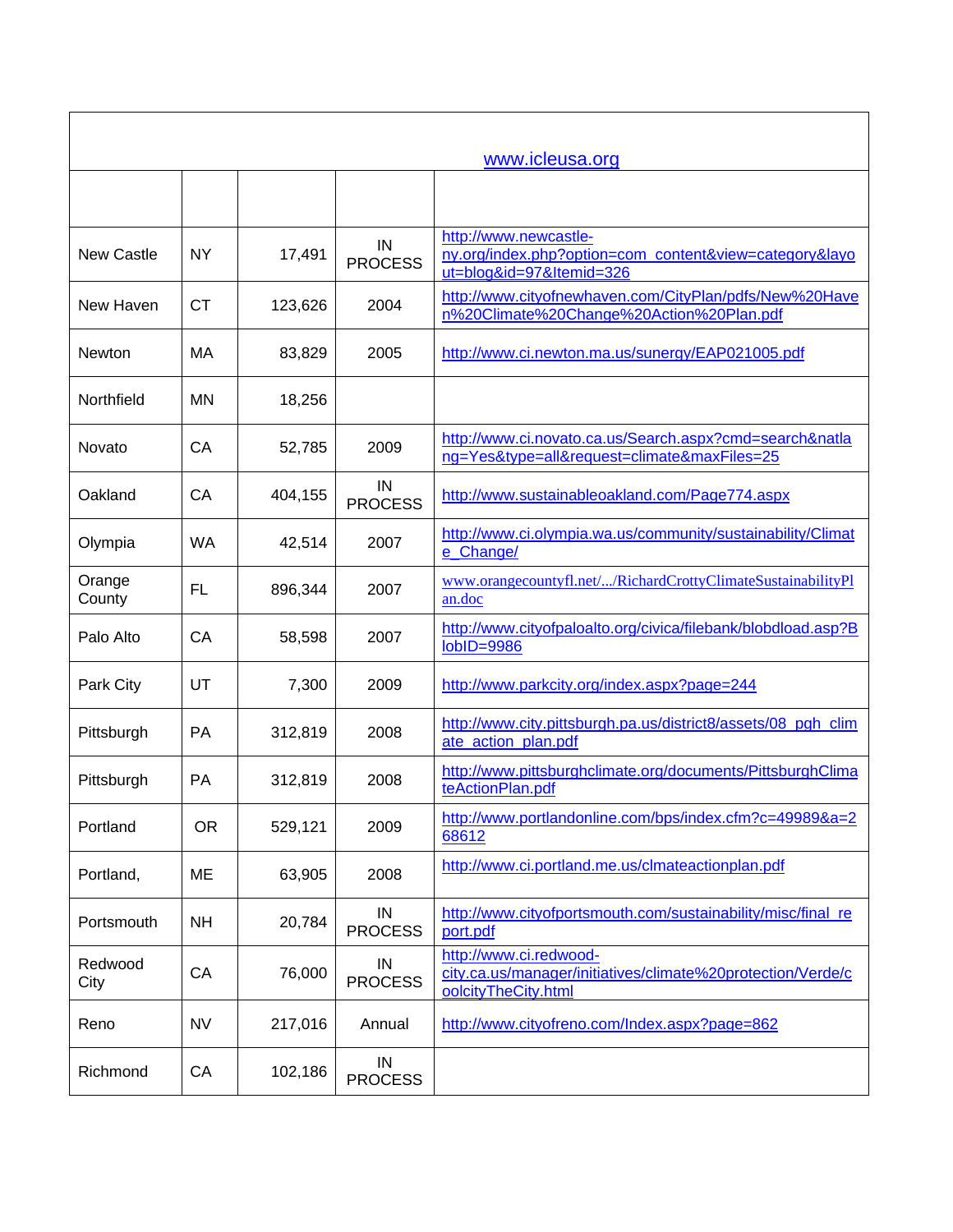www.icleusa.org

| | | | | |
|---|---|---|---|---|
| New Castle | NY | 17,491 | IN PROCESS | http://www.newcastle-ny.org/index.php?option=com_content&view=category&layout=blog&id=97&Itemid=326 |
| New Haven | CT | 123,626 | 2004 | http://www.cityofnewhaven.com/CityPlan/pdfs/New%20Haven%20Climate%20Change%20Action%20Plan.pdf |
| Newton | MA | 83,829 | 2005 | http://www.ci.newton.ma.us/sunergy/EAP021005.pdf |
| Northfield | MN | 18,256 | | |
| Novato | CA | 52,785 | 2009 | http://www.ci.novato.ca.us/Search.aspx?cmd=search&natlang=Yes&type=all&request=climate&maxFiles=25 |
| Oakland | CA | 404,155 | IN PROCESS | http://www.sustainableoakland.com/Page774.aspx |
| Olympia | WA | 42,514 | 2007 | http://www.ci.olympia.wa.us/community/sustainability/Climate_Change/ |
| Orange County | FL | 896,344 | 2007 | www.orangecountyfl.net/.../RichardCrottyClimateSustainabilityPlan.doc |
| Palo Alto | CA | 58,598 | 2007 | http://www.cityofpaloalto.org/civica/filebank/blobdload.asp?BlobID=9986 |
| Park City | UT | 7,300 | 2009 | http://www.parkcity.org/index.aspx?page=244 |
| Pittsburgh | PA | 312,819 | 2008 | http://www.city.pittsburgh.pa.us/district8/assets/08_pgh_climate_action_plan.pdf |
| Pittsburgh | PA | 312,819 | 2008 | http://www.pittsburghclimate.org/documents/PittsburghClimateActionPlan.pdf |
| Portland | OR | 529,121 | 2009 | http://www.portlandonline.com/bps/index.cfm?c=49989&a=268612 |
| Portland, | ME | 63,905 | 2008 | http://www.ci.portland.me.us/clmateactionplan.pdf |
| Portsmouth | NH | 20,784 | IN PROCESS | http://www.cityofportsmouth.com/sustainability/misc/final_report.pdf |
| Redwood City | CA | 76,000 | IN PROCESS | http://www.ci.redwood-city.ca.us/manager/initiatives/climate%20protection/Verde/coolcityTheCity.html |
| Reno | NV | 217,016 | Annual | http://www.cityofreno.com/Index.aspx?page=862 |
| Richmond | CA | 102,186 | IN PROCESS | |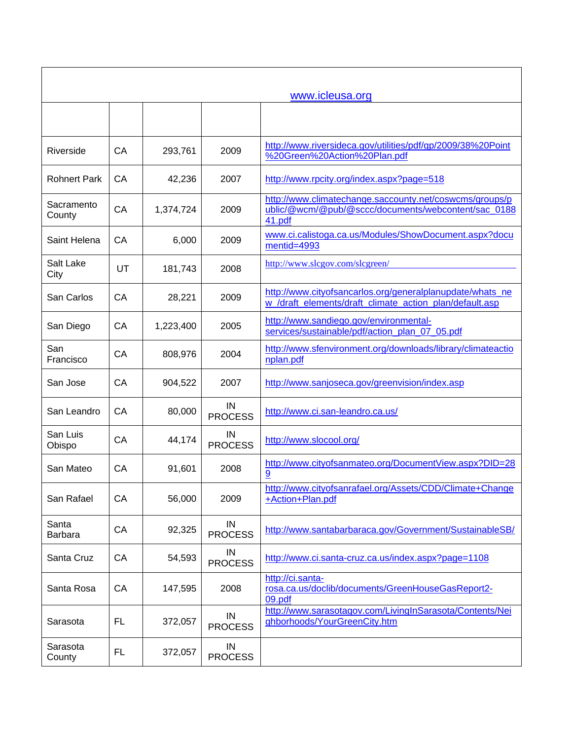| www.icleusa.org | | | | |
|---|---|---|---|---|
| | | | | |
| Riverside | CA | 293,761 | 2009 | http://www.riversideca.gov/utilities/pdf/gp/2009/38%20Point%20Green%20Action%20Plan.pdf |
| Rohnert Park | CA | 42,236 | 2007 | http://www.rpcity.org/index.aspx?page=518 |
| Sacramento County | CA | 1,374,724 | 2009 | http://www.climatechange.saccounty.net/coswcms/groups/public/@wcm/@pub/@sccc/documents/webcontent/sac_018841.pdf |
| Saint Helena | CA | 6,000 | 2009 | www.ci.calistoga.ca.us/Modules/ShowDocument.aspx?documentid=4993 |
| Salt Lake City | UT | 181,743 | 2008 | http://www.slcgov.com/slcgreen/ |
| San Carlos | CA | 28,221 | 2009 | http://www.cityofsancarlos.org/generalplanupdate/whats_new_/draft_elements/draft_climate_action_plan/default.asp |
| San Diego | CA | 1,223,400 | 2005 | http://www.sandiego.gov/environmental-services/sustainable/pdf/action_plan_07_05.pdf |
| San Francisco | CA | 808,976 | 2004 | http://www.sfenvironment.org/downloads/library/climateactionplan.pdf |
| San Jose | CA | 904,522 | 2007 | http://www.sanjoseca.gov/greenvision/index.asp |
| San Leandro | CA | 80,000 | IN PROCESS | http://www.ci.san-leandro.ca.us/ |
| San Luis Obispo | CA | 44,174 | IN PROCESS | http://www.slocool.org/ |
| San Mateo | CA | 91,601 | 2008 | http://www.cityofsanmateo.org/DocumentView.aspx?DID=289 |
| San Rafael | CA | 56,000 | 2009 | http://www.cityofsanrafael.org/Assets/CDD/Climate+Change+Action+Plan.pdf |
| Santa Barbara | CA | 92,325 | IN PROCESS | http://www.santabarbaraca.gov/Government/SustainableSB/ |
| Santa Cruz | CA | 54,593 | IN PROCESS | http://www.ci.santa-cruz.ca.us/index.aspx?page=1108 |
| Santa Rosa | CA | 147,595 | 2008 | http://ci.santa-rosa.ca.us/doclib/documents/GreenHouseGasReport2-09.pdf |
| Sarasota | FL | 372,057 | IN PROCESS | http://www.sarasotagov.com/LivingInSarasota/Contents/Neighborhoods/YourGreenCity.htm |
| Sarasota County | FL | 372,057 | IN PROCESS | |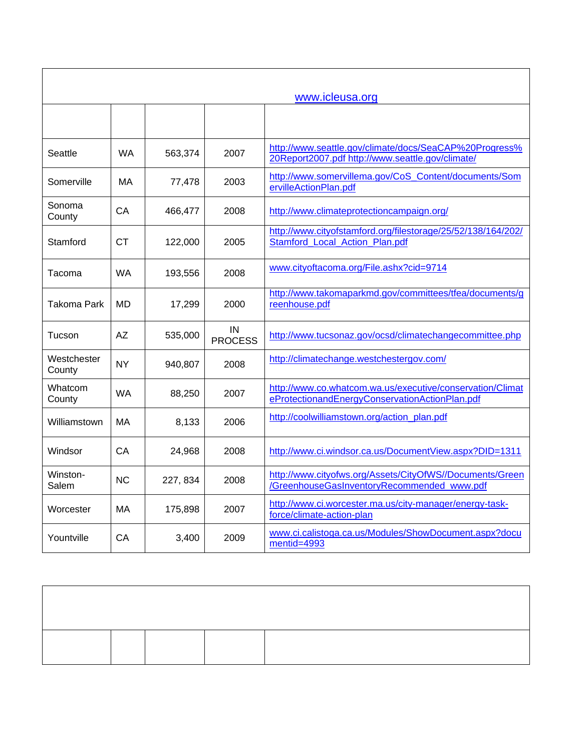www.icleusa.org

| | | | | |
|---|---|---|---|---|
| Seattle | WA | 563,374 | 2007 | http://www.seattle.gov/climate/docs/SeaCAP%20Progress%20Report2007.pdf http://www.seattle.gov/climate/ |
| Somerville | MA | 77,478 | 2003 | http://www.somervillema.gov/CoS_Content/documents/SomervilleActionPlan.pdf |
| Sonoma County | CA | 466,477 | 2008 | http://www.climateprotectioncampaign.org/ |
| Stamford | CT | 122,000 | 2005 | http://www.cityofstamford.org/filestorage/25/52/138/164/202/Stamford_Local_Action_Plan.pdf |
| Tacoma | WA | 193,556 | 2008 | www.cityoftacoma.org/File.ashx?cid=9714 |
| Takoma Park | MD | 17,299 | 2000 | http://www.takomaparkmd.gov/committees/tfea/documents/greenhouse.pdf |
| Tucson | AZ | 535,000 | IN PROCESS | http://www.tucsonaz.gov/ocsd/climatechangecommittee.php |
| Westchester County | NY | 940,807 | 2008 | http://climatechange.westchestergov.com/ |
| Whatcom County | WA | 88,250 | 2007 | http://www.co.whatcom.wa.us/executive/conservation/ClimateProtectionandEnergyConservationActionPlan.pdf |
| Williamstown | MA | 8,133 | 2006 | http://coolwilliamstown.org/action_plan.pdf |
| Windsor | CA | 24,968 | 2008 | http://www.ci.windsor.ca.us/DocumentView.aspx?DID=1311 |
| Winston-Salem | NC | 227, 834 | 2008 | http://www.cityofws.org/Assets/CityOfWS//Documents/Green/GreenhouseGasInventoryRecommended_www.pdf |
| Worcester | MA | 175,898 | 2007 | http://www.ci.worcester.ma.us/city-manager/energy-task-force/climate-action-plan |
| Yountville | CA | 3,400 | 2009 | www.ci.calistoga.ca.us/Modules/ShowDocument.aspx?documentid=4993 |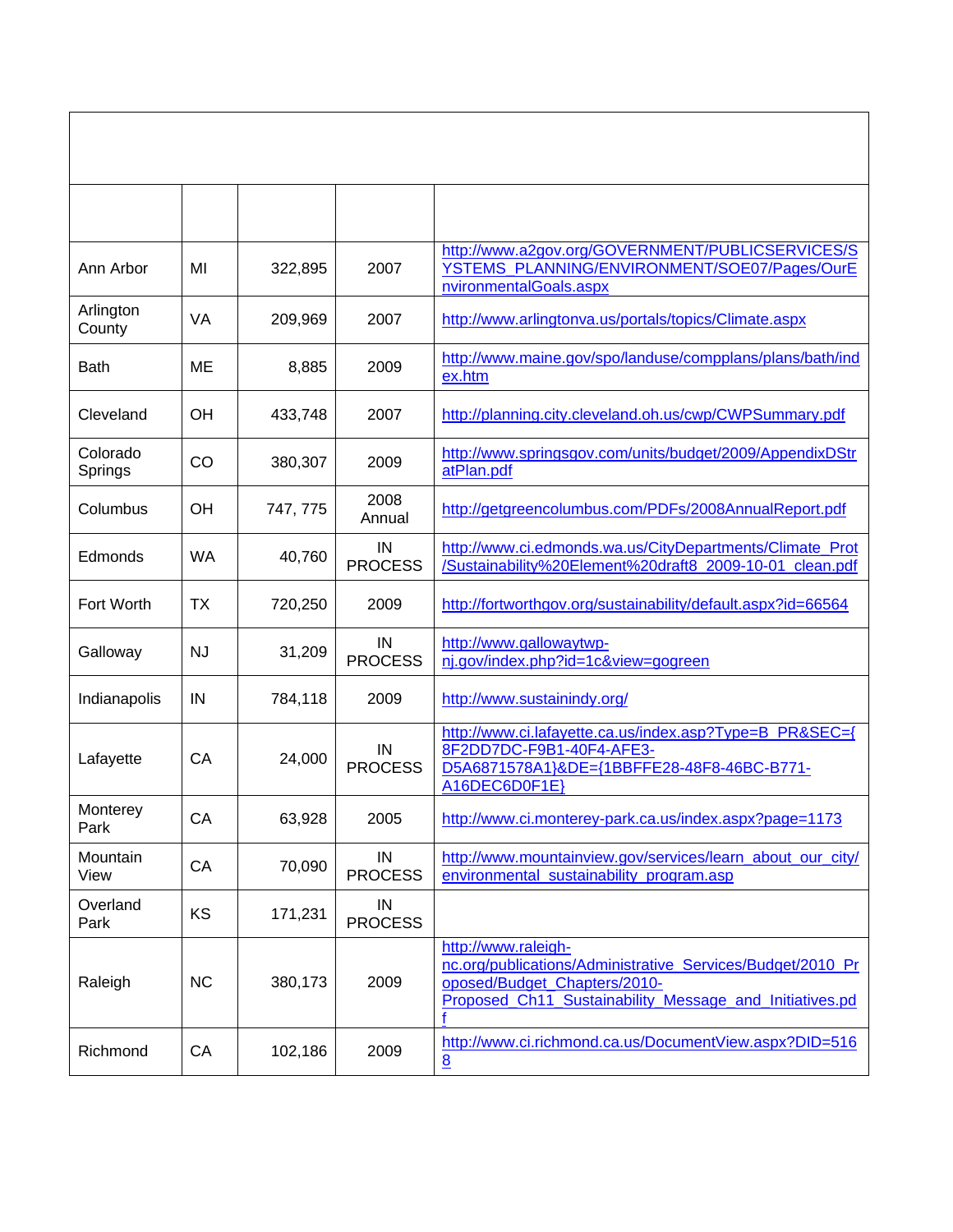| | | | | |
|---|---|---|---|---|
| Ann Arbor | MI | 322,895 | 2007 | http://www.a2gov.org/GOVERNMENT/PUBLICSERVICES/SYSTEMS_PLANNING/ENVIRONMENT/SOE07/Pages/OurEnvironmentalGoals.aspx |
| Arlington County | VA | 209,969 | 2007 | http://www.arlingtonva.us/portals/topics/Climate.aspx |
| Bath | ME | 8,885 | 2009 | http://www.maine.gov/spo/landuse/compplans/plans/bath/index.htm |
| Cleveland | OH | 433,748 | 2007 | http://planning.city.cleveland.oh.us/cwp/CWPSummary.pdf |
| Colorado Springs | CO | 380,307 | 2009 | http://www.springsgov.com/units/budget/2009/AppendixDStratPlan.pdf |
| Columbus | OH | 747, 775 | 2008 Annual | http://getgreencolumbus.com/PDFs/2008AnnualReport.pdf |
| Edmonds | WA | 40,760 | IN PROCESS | http://www.ci.edmonds.wa.us/CityDepartments/Climate_Prot/Sustainability%20Element%20draft8_2009-10-01_clean.pdf |
| Fort Worth | TX | 720,250 | 2009 | http://fortworthgov.org/sustainability/default.aspx?id=66564 |
| Galloway | NJ | 31,209 | IN PROCESS | http://www.gallowaytwp-nj.gov/index.php?id=1c&view=gogreen |
| Indianapolis | IN | 784,118 | 2009 | http://www.sustainindy.org/ |
| Lafayette | CA | 24,000 | IN PROCESS | http://www.ci.lafayette.ca.us/index.asp?Type=B_PR&SEC={8F2DD7DC-F9B1-40F4-AFE3-D5A6871578A1}&DE={1BBFFE28-48F8-46BC-B771-A16DEC6D0F1E} |
| Monterey Park | CA | 63,928 | 2005 | http://www.ci.monterey-park.ca.us/index.aspx?page=1173 |
| Mountain View | CA | 70,090 | IN PROCESS | http://www.mountainview.gov/services/learn_about_our_city/environmental_sustainability_program.asp |
| Overland Park | KS | 171,231 | IN PROCESS | |
| Raleigh | NC | 380,173 | 2009 | http://www.raleigh-nc.org/publications/Administrative_Services/Budget/2010_Proposed/Budget_Chapters/2010-Proposed_Ch11_Sustainability_Message_and_Initiatives.pdf |
| Richmond | CA | 102,186 | 2009 | http://www.ci.richmond.ca.us/DocumentView.aspx?DID=5168 |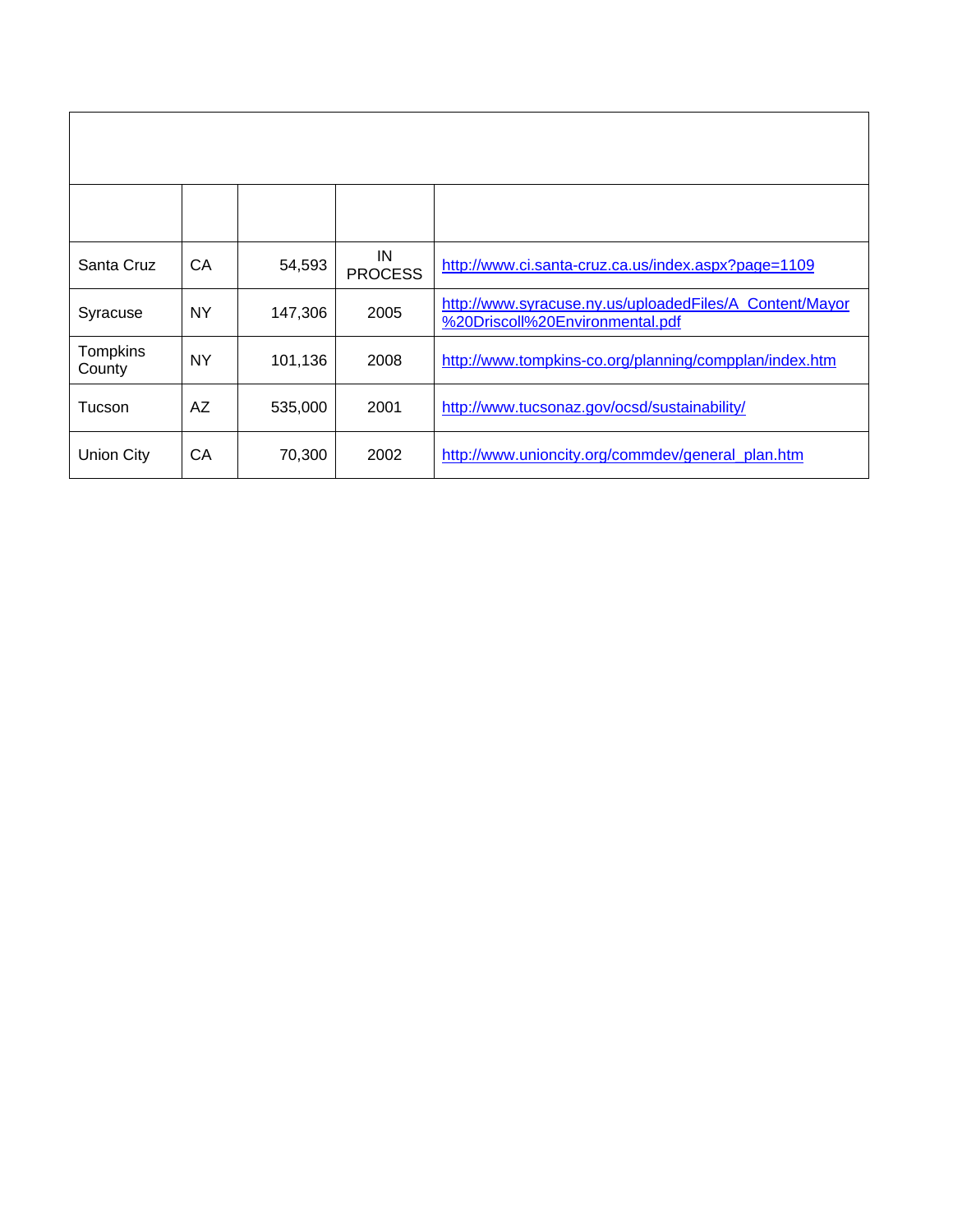| | | | | |
|---|---|---|---|---|
| Santa Cruz | CA | 54,593 | IN PROCESS | http://www.ci.santa-cruz.ca.us/index.aspx?page=1109 |
| Syracuse | NY | 147,306 | 2005 | http://www.syracuse.ny.us/uploadedFiles/A_Content/Mayor%20Driscoll%20Environmental.pdf |
| Tompkins County | NY | 101,136 | 2008 | http://www.tompkins-co.org/planning/compplan/index.htm |
| Tucson | AZ | 535,000 | 2001 | http://www.tucsonaz.gov/ocsd/sustainability/ |
| Union City | CA | 70,300 | 2002 | http://www.unioncity.org/commdev/general_plan.htm |